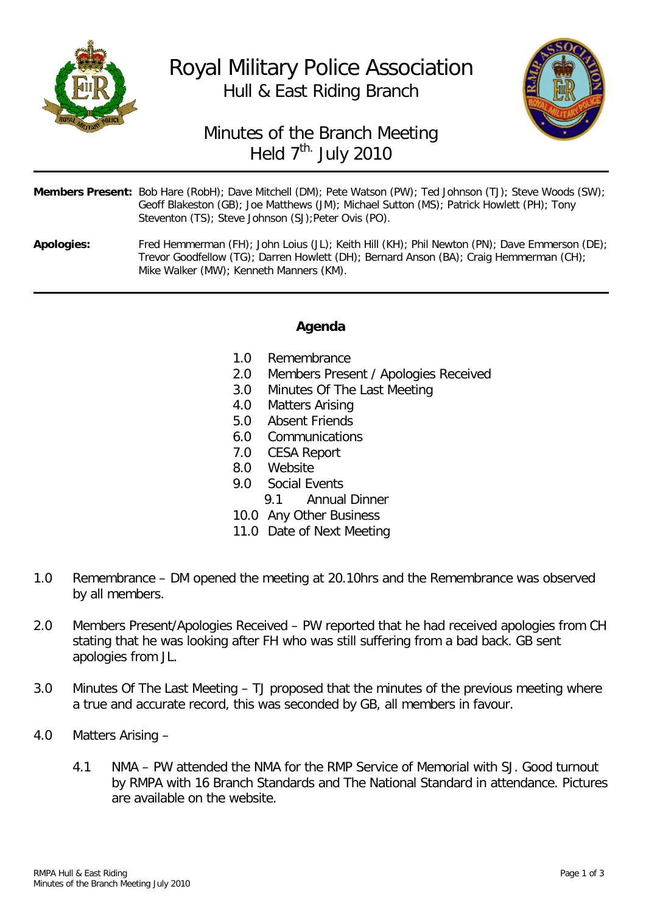# Royal Military Police Association

## Hull & East Riding Branch

## Minutes of the Branch Meeting Held 7th. July 2010

**Members Present:** Bob Hare (RobH); Dave Mitchell (DM); Pete Watson (PW); Ted Johnson (TJ); Steve Woods (SW); Geoff Blakeston (GB); Joe Matthews (JM); Michael Sutton (MS); Patrick Howlett (PH); Tony Steventon (TS); Steve Johnson (SJ);Peter Ovis (PO).

**Apologies:** Fred Hemmerman (FH); John Loius (JL); Keith Hill (KH); Phil Newton (PN); Dave Emmerson (DE); Trevor Goodfellow (TG); Darren Howlett (DH); Bernard Anson (BA); Craig Hemmerman (CH); Mike Walker (MW); Kenneth Manners (KM).

### Agenda

- 1.0 Remembrance
- 2.0 Members Present / Apologies Received
- 3.0 Minutes Of The Last Meeting
- 4.0 Matters Arising
- 5.0 Absent Friends
- 6.0 Communications
- 7.0 CESA Report
- 8.0 Website
- 9.0 Social Events
  - 9.1 Annual Dinner
- 10.0 Any Other Business
- 11.0 Date of Next Meeting

1.0 Remembrance – DM opened the meeting at 20.10hrs and the Remembrance was observed by all members.

2.0 Members Present/Apologies Received – PW reported that he had received apologies from CH stating that he was looking after FH who was still suffering from a bad back. GB sent apologies from JL.

3.0 Minutes Of The Last Meeting – TJ proposed that the minutes of the previous meeting where a true and accurate record, this was seconded by GB, all members in favour.

4.0 Matters Arising –

4.1 NMA – PW attended the NMA for the RMP Service of Memorial with SJ. Good turnout by RMPA with 16 Branch Standards and The National Standard in attendance. Pictures are available on the website.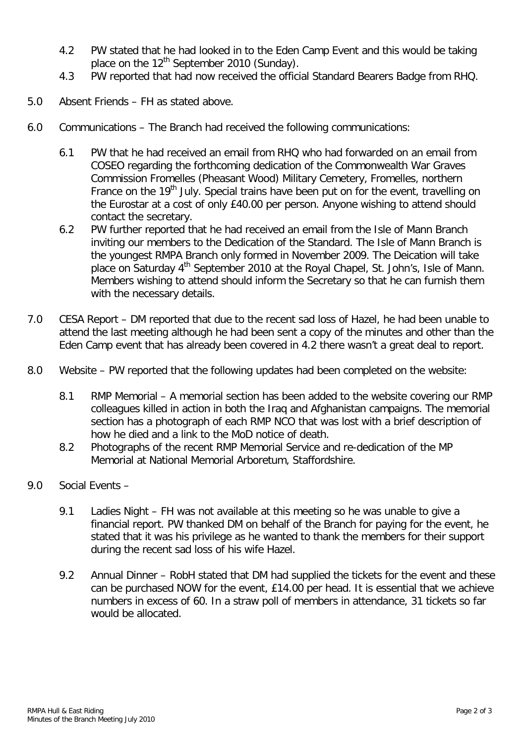4.2 PW stated that he had looked in to the Eden Camp Event and this would be taking place on the 12th September 2010 (Sunday).

4.3 PW reported that had now received the official Standard Bearers Badge from RHQ.

5.0 Absent Friends – FH as stated above.

6.0 Communications – The Branch had received the following communications:

6.1 PW that he had received an email from RHQ who had forwarded on an email from COSEO regarding the forthcoming dedication of the Commonwealth War Graves Commission Fromelles (Pheasant Wood) Military Cemetery, Fromelles, northern France on the 19th July. Special trains have been put on for the event, travelling on the Eurostar at a cost of only £40.00 per person. Anyone wishing to attend should contact the secretary.

6.2 PW further reported that he had received an email from the Isle of Mann Branch inviting our members to the Dedication of the Standard. The Isle of Mann Branch is the youngest RMPA Branch only formed in November 2009. The Deication will take place on Saturday 4th September 2010 at the Royal Chapel, St. John's, Isle of Mann. Members wishing to attend should inform the Secretary so that he can furnish them with the necessary details.

7.0 CESA Report – DM reported that due to the recent sad loss of Hazel, he had been unable to attend the last meeting although he had been sent a copy of the minutes and other than the Eden Camp event that has already been covered in 4.2 there wasn't a great deal to report.

8.0 Website – PW reported that the following updates had been completed on the website:

8.1 RMP Memorial – A memorial section has been added to the website covering our RMP colleagues killed in action in both the Iraq and Afghanistan campaigns. The memorial section has a photograph of each RMP NCO that was lost with a brief description of how he died and a link to the MoD notice of death.

8.2 Photographs of the recent RMP Memorial Service and re-dedication of the MP Memorial at National Memorial Arboretum, Staffordshire.

9.0 Social Events –

9.1 Ladies Night – FH was not available at this meeting so he was unable to give a financial report. PW thanked DM on behalf of the Branch for paying for the event, he stated that it was his privilege as he wanted to thank the members for their support during the recent sad loss of his wife Hazel.

9.2 Annual Dinner – RobH stated that DM had supplied the tickets for the event and these can be purchased NOW for the event, £14.00 per head. It is essential that we achieve numbers in excess of 60. In a straw poll of members in attendance, 31 tickets so far would be allocated.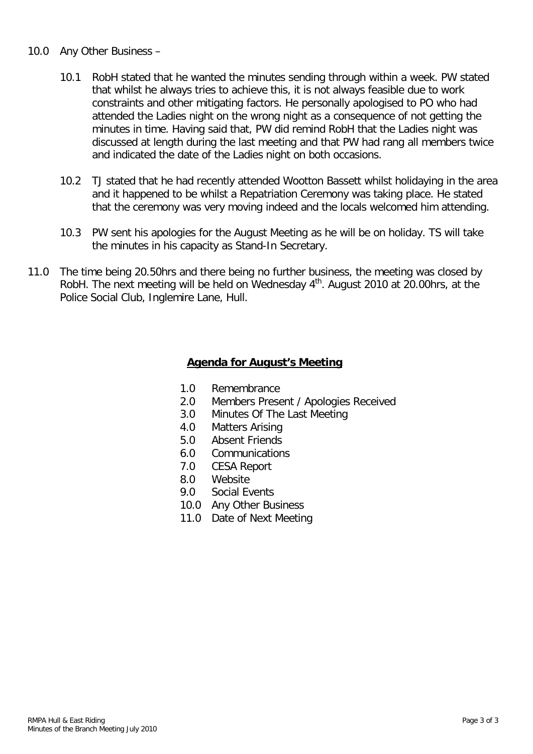10.0 Any Other Business –

10.1 RobH stated that he wanted the minutes sending through within a week. PW stated that whilst he always tries to achieve this, it is not always feasible due to work constraints and other mitigating factors. He personally apologised to PO who had attended the Ladies night on the wrong night as a consequence of not getting the minutes in time. Having said that, PW did remind RobH that the Ladies night was discussed at length during the last meeting and that PW had rang all members twice and indicated the date of the Ladies night on both occasions.

10.2 TJ stated that he had recently attended Wootton Bassett whilst holidaying in the area and it happened to be whilst a Repatriation Ceremony was taking place. He stated that the ceremony was very moving indeed and the locals welcomed him attending.

10.3 PW sent his apologies for the August Meeting as he will be on holiday. TS will take the minutes in his capacity as Stand-In Secretary.

11.0 The time being 20.50hrs and there being no further business, the meeting was closed by RobH. The next meeting will be held on Wednesday 4th. August 2010 at 20.00hrs, at the Police Social Club, Inglemire Lane, Hull.

## **Agenda for August's Meeting**

1.0 Remembrance
2.0 Members Present / Apologies Received
3.0 Minutes Of The Last Meeting
4.0 Matters Arising
5.0 Absent Friends
6.0 Communications
7.0 CESA Report
8.0 Website
9.0 Social Events
10.0 Any Other Business
11.0 Date of Next Meeting